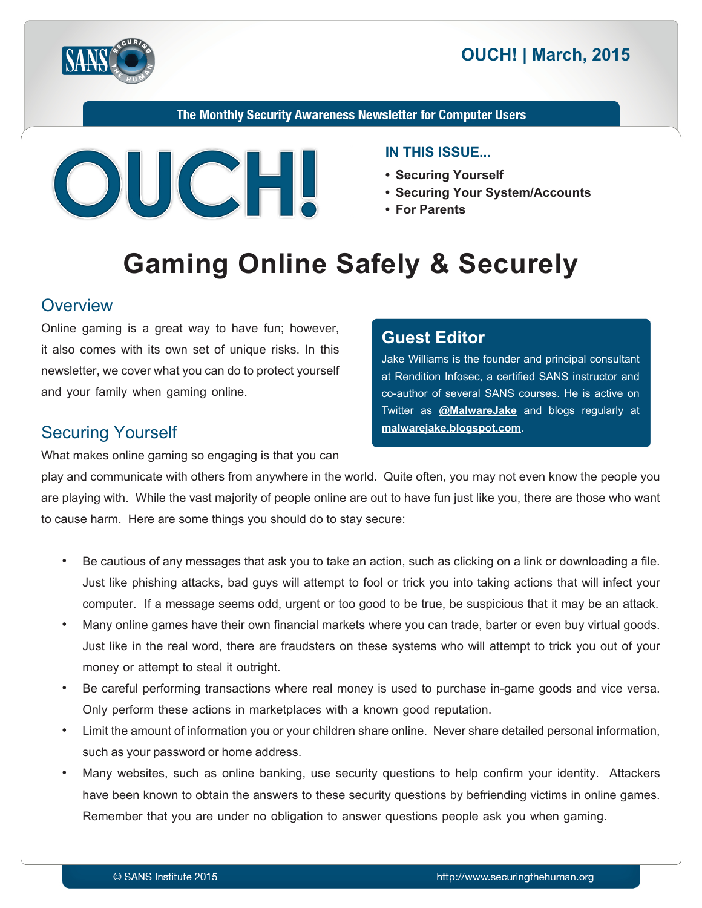OUCH! | March, 2015

The Monthly Security Awareness Newsletter for Computer Users

# OUCH!

**IN THIS ISSUE...**

- **Securing Yourself**
- **Securing Your System/Accounts**
- **For Parents**

# Gaming Online Safely & Securely

## Overview

Online gaming is a great way to have fun; however, it also comes with its own set of unique risks. In this newsletter, we cover what you can do to protect yourself and your family when gaming online.

### Guest Editor

Jake Williams is the founder and principal consultant at Rendition Infosec, a certified SANS instructor and co-author of several SANS courses. He is active on Twitter as **@MalwareJake** and blogs regularly at **malwarejake.blogspot.com**.

## Securing Yourself

What makes online gaming so engaging is that you can play and communicate with others from anywhere in the world. Quite often, you may not even know the people you are playing with. While the vast majority of people online are out to have fun just like you, there are those who want to cause harm. Here are some things you should do to stay secure:

- Be cautious of any messages that ask you to take an action, such as clicking on a link or downloading a file. Just like phishing attacks, bad guys will attempt to fool or trick you into taking actions that will infect your computer. If a message seems odd, urgent or too good to be true, be suspicious that it may be an attack.
- Many online games have their own financial markets where you can trade, barter or even buy virtual goods. Just like in the real word, there are fraudsters on these systems who will attempt to trick you out of your money or attempt to steal it outright.
- Be careful performing transactions where real money is used to purchase in-game goods and vice versa. Only perform these actions in marketplaces with a known good reputation.
- Limit the amount of information you or your children share online. Never share detailed personal information, such as your password or home address.
- Many websites, such as online banking, use security questions to help confirm your identity. Attackers have been known to obtain the answers to these security questions by befriending victims in online games. Remember that you are under no obligation to answer questions people ask you when gaming.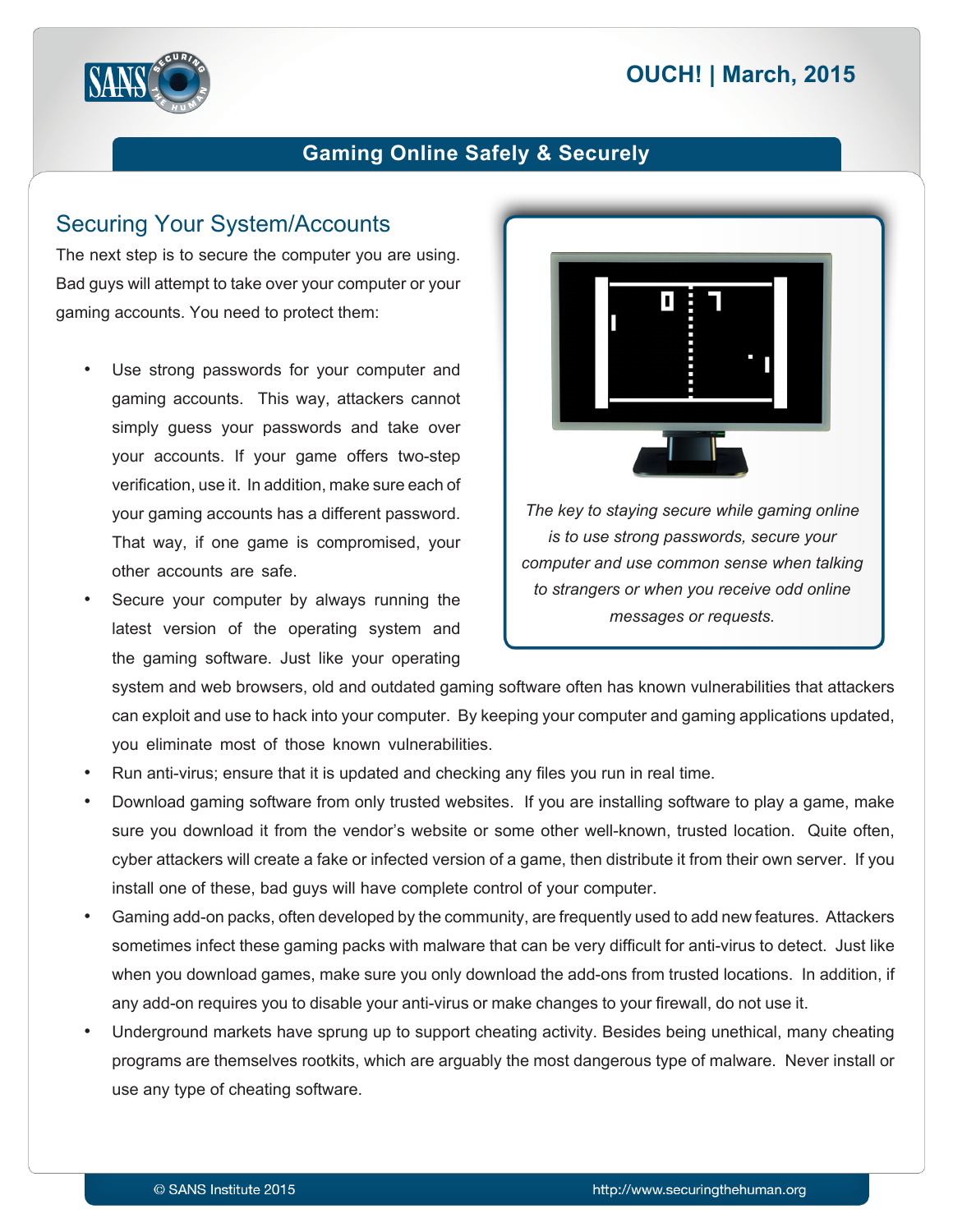## Securing Your System/Accounts

The next step is to secure the computer you are using. Bad guys will attempt to take over your computer or your gaming accounts. You need to protect them:

- Use strong passwords for your computer and gaming accounts. This way, attackers cannot simply guess your passwords and take over your accounts. If your game offers two-step verification, use it. In addition, make sure each of your gaming accounts has a different password. That way, if one game is compromised, your other accounts are safe.
- Secure your computer by always running the latest version of the operating system and the gaming software. Just like your operating system and web browsers, old and outdated gaming software often has known vulnerabilities that attackers can exploit and use to hack into your computer. By keeping your computer and gaming applications updated, you eliminate most of those known vulnerabilities.
- Run anti-virus; ensure that it is updated and checking any files you run in real time.
- Download gaming software from only trusted websites. If you are installing software to play a game, make sure you download it from the vendor's website or some other well-known, trusted location. Quite often, cyber attackers will create a fake or infected version of a game, then distribute it from their own server. If you install one of these, bad guys will have complete control of your computer.
- Gaming add-on packs, often developed by the community, are frequently used to add new features. Attackers sometimes infect these gaming packs with malware that can be very difficult for anti-virus to detect. Just like when you download games, make sure you only download the add-ons from trusted locations. In addition, if any add-on requires you to disable your anti-virus or make changes to your firewall, do not use it.
- Underground markets have sprung up to support cheating activity. Besides being unethical, many cheating programs are themselves rootkits, which are arguably the most dangerous type of malware. Never install or use any type of cheating software.

*The key to staying secure while gaming online is to use strong passwords, secure your computer and use common sense when talking to strangers or when you receive odd online messages or requests.*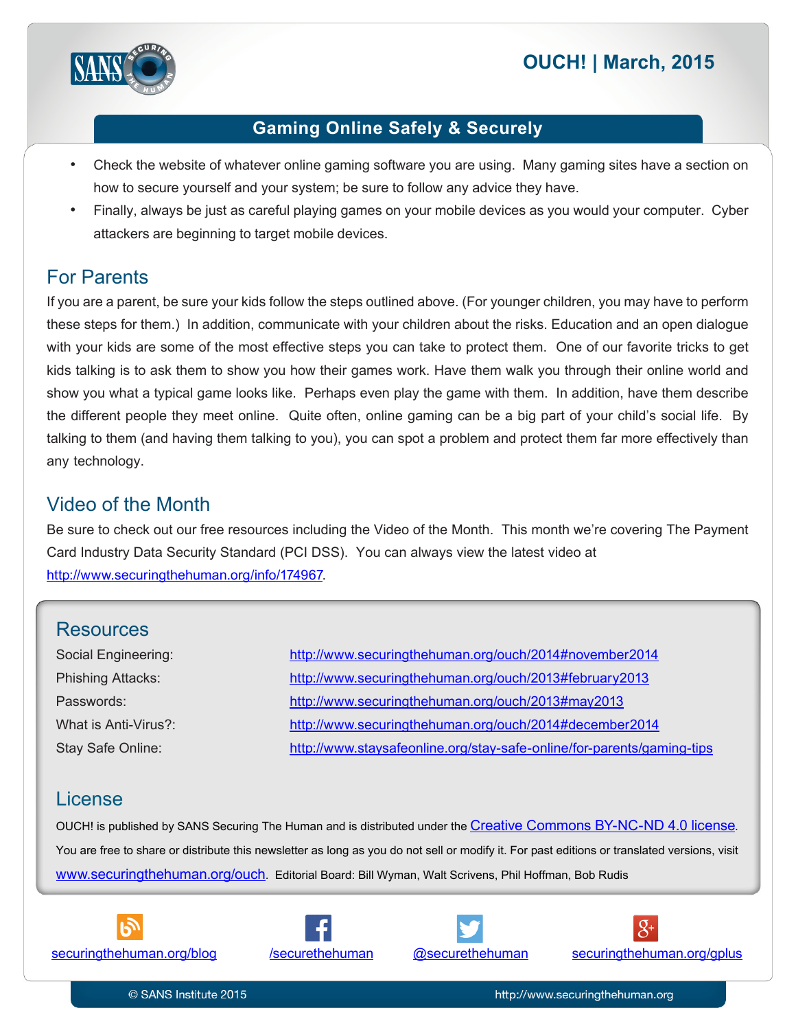- Check the website of whatever online gaming software you are using. Many gaming sites have a section on how to secure yourself and your system; be sure to follow any advice they have.
- Finally, always be just as careful playing games on your mobile devices as you would your computer. Cyber attackers are beginning to target mobile devices.

## For Parents

If you are a parent, be sure your kids follow the steps outlined above. (For younger children, you may have to perform these steps for them.) In addition, communicate with your children about the risks. Education and an open dialogue with your kids are some of the most effective steps you can take to protect them. One of our favorite tricks to get kids talking is to ask them to show you how their games work. Have them walk you through their online world and show you what a typical game looks like. Perhaps even play the game with them. In addition, have them describe the different people they meet online. Quite often, online gaming can be a big part of your child's social life. By talking to them (and having them talking to you), you can spot a problem and protect them far more effectively than any technology.

## Video of the Month

Be sure to check out our free resources including the Video of the Month. This month we're covering The Payment Card Industry Data Security Standard (PCI DSS). You can always view the latest video at http://www.securingthehuman.org/info/174967.

## Resources

| | |
|---|---|
| Social Engineering: | http://www.securingthehuman.org/ouch/2014#november2014 |
| Phishing Attacks: | http://www.securingthehuman.org/ouch/2013#february2013 |
| Passwords: | http://www.securingthehuman.org/ouch/2013#may2013 |
| What is Anti-Virus?: | http://www.securingthehuman.org/ouch/2014#december2014 |
| Stay Safe Online: | http://www.staysafeonline.org/stay-safe-online/for-parents/gaming-tips |

## License

OUCH! is published by SANS Securing The Human and is distributed under the Creative Commons BY-NC-ND 4.0 license. You are free to share or distribute this newsletter as long as you do not sell or modify it. For past editions or translated versions, visit www.securingthehuman.org/ouch. Editorial Board: Bill Wyman, Walt Scrivens, Phil Hoffman, Bob Rudis

securingthehuman.org/blog | /securethehuman | @securethehuman | securingthehuman.org/gplus